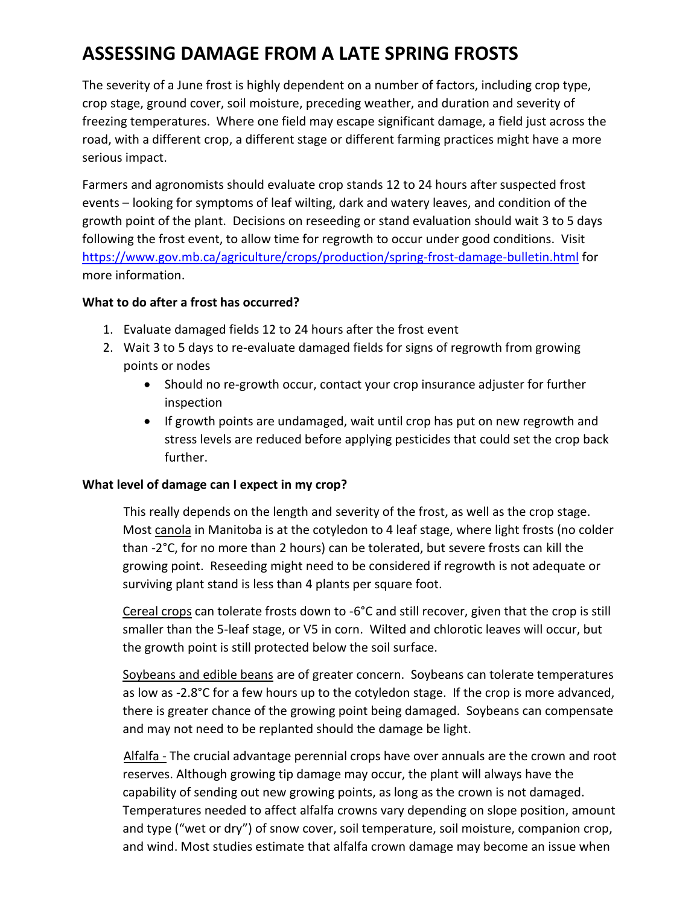# ASSESSING DAMAGE FROM A LATE SPRING FROSTS

The severity of a June frost is highly dependent on a number of factors, including crop type, crop stage, ground cover, soil moisture, preceding weather, and duration and severity of freezing temperatures. Where one field may escape significant damage, a field just across the road, with a different crop, a different stage or different farming practices might have a more serious impact.

Farmers and agronomists should evaluate crop stands 12 to 24 hours after suspected frost events – looking for symptoms of leaf wilting, dark and watery leaves, and condition of the growth point of the plant. Decisions on reseeding or stand evaluation should wait 3 to 5 days following the frost event, to allow time for regrowth to occur under good conditions. Visit [https://www.gov.mb.ca/agriculture/crops/production/spring-frost-damage-bulletin.html](https://www.gov.mb.ca/agriculture/crops/production/spring-frost-damage-bulletin.html) for more information.

**What to do after a frost has occurred?**

1. Evaluate damaged fields 12 to 24 hours after the frost event
2. Wait 3 to 5 days to re-evaluate damaged fields for signs of regrowth from growing points or nodes
   - Should no re-growth occur, contact your crop insurance adjuster for further inspection
   - If growth points are undamaged, wait until crop has put on new regrowth and stress levels are reduced before applying pesticides that could set the crop back further.

**What level of damage can I expect in my crop?**

This really depends on the length and severity of the frost, as well as the crop stage. Most canola in Manitoba is at the cotyledon to 4 leaf stage, where light frosts (no colder than -2°C, for no more than 2 hours) can be tolerated, but severe frosts can kill the growing point. Reseeding might need to be considered if regrowth is not adequate or surviving plant stand is less than 4 plants per square foot.

Cereal crops can tolerate frosts down to -6°C and still recover, given that the crop is still smaller than the 5-leaf stage, or V5 in corn. Wilted and chlorotic leaves will occur, but the growth point is still protected below the soil surface.

Soybeans and edible beans are of greater concern. Soybeans can tolerate temperatures as low as -2.8°C for a few hours up to the cotyledon stage. If the crop is more advanced, there is greater chance of the growing point being damaged. Soybeans can compensate and may not need to be replanted should the damage be light.

Alfalfa - The crucial advantage perennial crops have over annuals are the crown and root reserves. Although growing tip damage may occur, the plant will always have the capability of sending out new growing points, as long as the crown is not damaged. Temperatures needed to affect alfalfa crowns vary depending on slope position, amount and type ("wet or dry") of snow cover, soil temperature, soil moisture, companion crop, and wind. Most studies estimate that alfalfa crown damage may become an issue when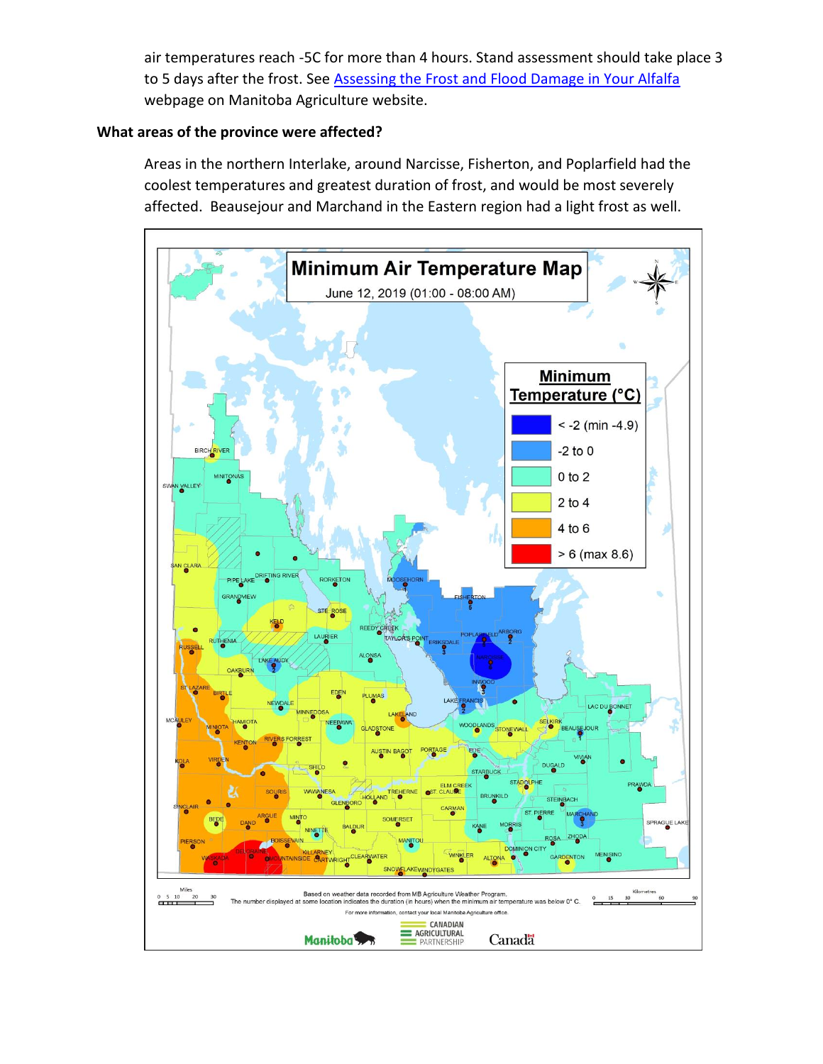air temperatures reach -5C for more than 4 hours. Stand assessment should take place 3 to 5 days after the frost. See [Assessing the Frost and Flood Damage in Your Alfalfa](#) webpage on Manitoba Agriculture website.

**What areas of the province were affected?**

Areas in the northern Interlake, around Narcisse, Fisherton, and Poplarfield had the coolest temperatures and greatest duration of frost, and would be most severely affected. Beausejour and Marchand in the Eastern region had a light frost as well.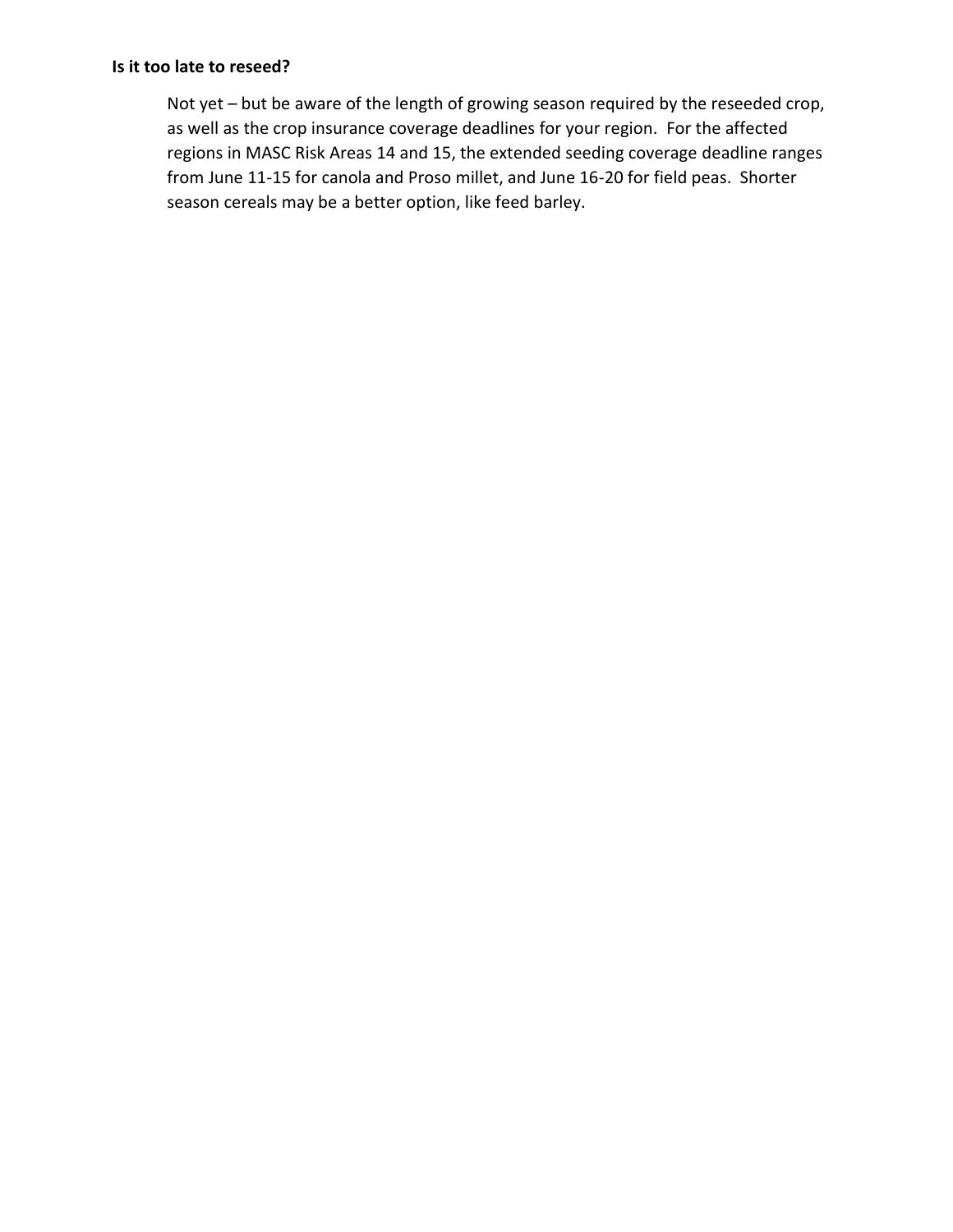**Is it too late to reseed?**

Not yet – but be aware of the length of growing season required by the reseeded crop, as well as the crop insurance coverage deadlines for your region. For the affected regions in MASC Risk Areas 14 and 15, the extended seeding coverage deadline ranges from June 11-15 for canola and Proso millet, and June 16-20 for field peas. Shorter season cereals may be a better option, like feed barley.